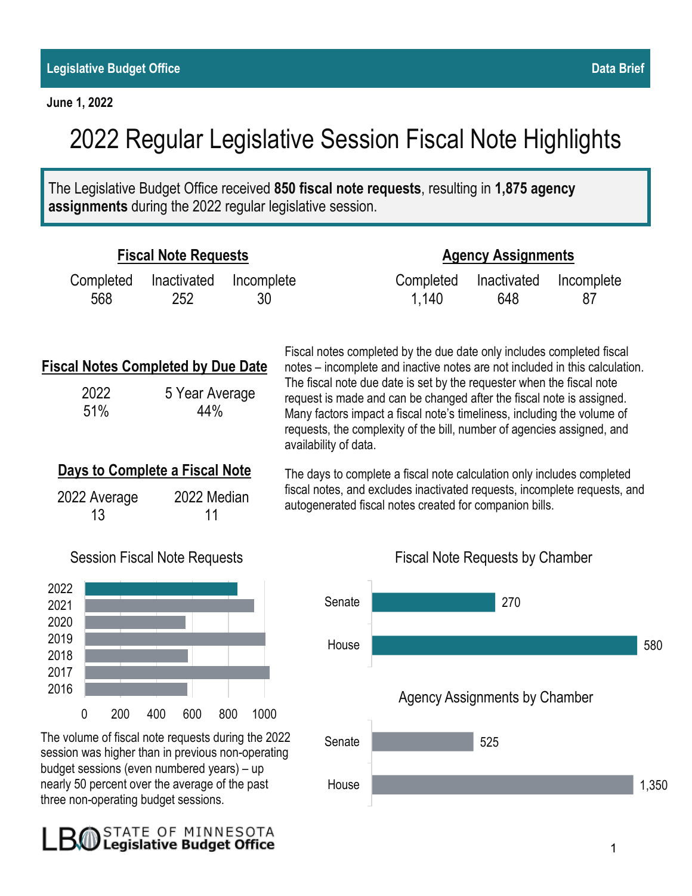Legislative Budget Office — Data Brief

June 1, 2022

# 2022 Regular Legislative Session Fiscal Note Highlights

The Legislative Budget Office received **850 fiscal note requests**, resulting in **1,875 agency assignments** during the 2022 regular legislative session.

## Fiscal Note Requests

| Completed | Inactivated | Incomplete |
|---|---|---|
| 568 | 252 | 30 |

## Agency Assignments

| Completed | Inactivated | Incomplete |
|---|---|---|
| 1,140 | 648 | 87 |

## Fiscal Notes Completed by Due Date

| 2022 | 5 Year Average |
|---|---|
| 51% | 44% |

Fiscal notes completed by the due date only includes completed fiscal notes – incomplete and inactive notes are not included in this calculation. The fiscal note due date is set by the requester when the fiscal note request is made and can be changed after the fiscal note is assigned. Many factors impact a fiscal note's timeliness, including the volume of requests, the complexity of the bill, number of agencies assigned, and availability of data.

## Days to Complete a Fiscal Note

| 2022 Average | 2022 Median |
|---|---|
| 13 | 11 |

The days to complete a fiscal note calculation only includes completed fiscal notes, and excludes inactivated requests, incomplete requests, and autogenerated fiscal notes created for companion bills.

### Session Fiscal Note Requests

Years shown: 2022, 2021, 2020, 2019, 2018, 2017, 2016 (axis 0–1000)

The volume of fiscal note requests during the 2022 session was higher than in previous non-operating budget sessions (even numbered years) – up nearly 50 percent over the average of the past three non-operating budget sessions.

### Fiscal Note Requests by Chamber

| Chamber | Requests |
|---|---|
| Senate | 270 |
| House | 580 |

### Agency Assignments by Chamber

| Chamber | Assignments |
|---|---|
| Senate | 525 |
| House | 1,350 |

STATE OF MINNESOTA Legislative Budget Office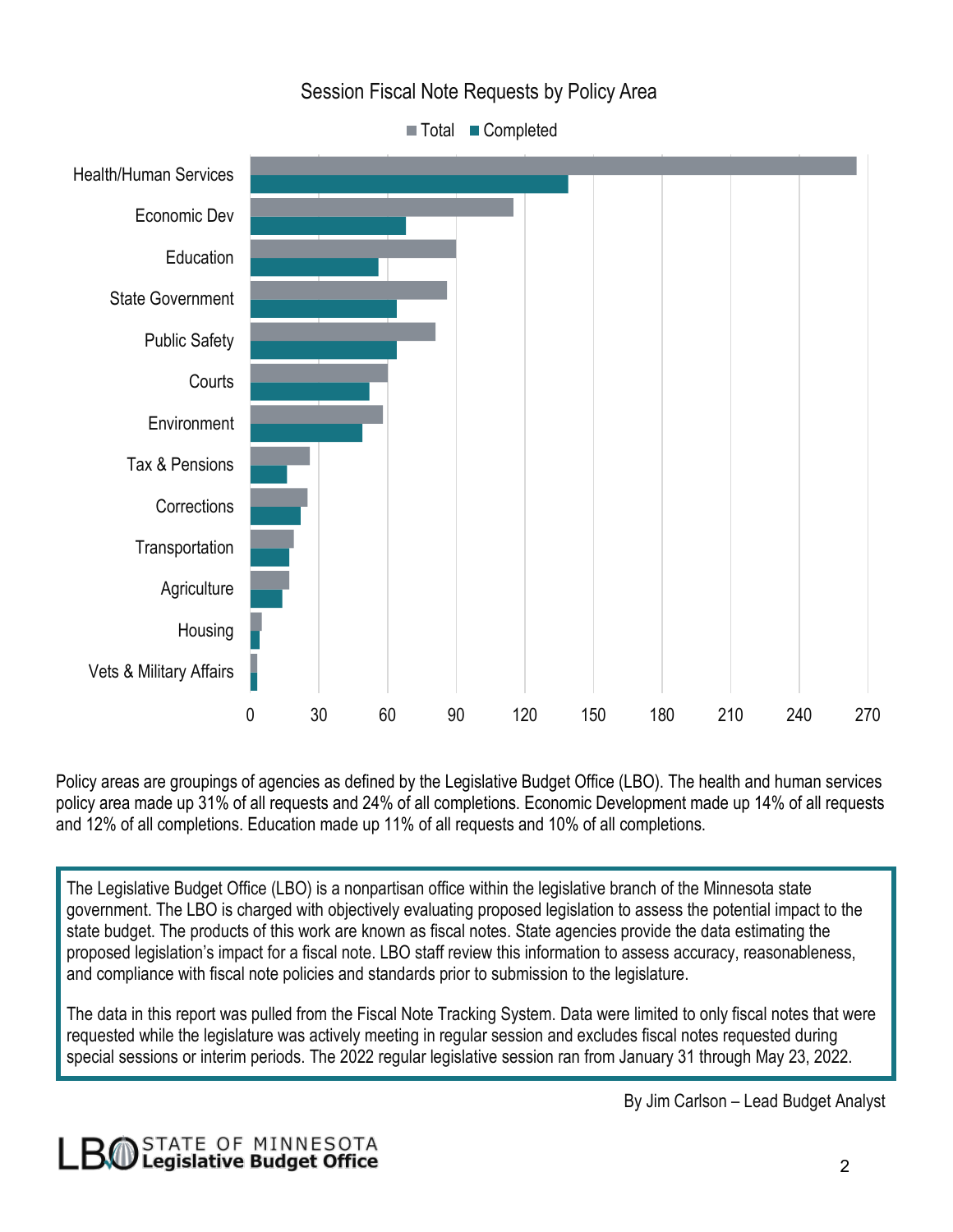Session Fiscal Note Requests by Policy Area

Total
Completed

Health/Human Services
Economic Dev
Education
State Government
Public Safety
Courts
Environment
Tax & Pensions
Corrections
Transportation
Agriculture
Housing
Vets & Military Affairs

0
30
60
90
120
150
180
210
240
270

Policy areas are groupings of agencies as defined by the Legislative Budget Office (LBO). The health and human services policy area made up 31% of all requests and 24% of all completions. Economic Development made up 14% of all requests and 12% of all completions. Education made up 11% of all requests and 10% of all completions.

The Legislative Budget Office (LBO) is a nonpartisan office within the legislative branch of the Minnesota state government. The LBO is charged with objectively evaluating proposed legislation to assess the potential impact to the state budget. The products of this work are known as fiscal notes. State agencies provide the data estimating the proposed legislation's impact for a fiscal note. LBO staff review this information to assess accuracy, reasonableness, and compliance with fiscal note policies and standards prior to submission to the legislature.

The data in this report was pulled from the Fiscal Note Tracking System. Data were limited to only fiscal notes that were requested while the legislature was actively meeting in regular session and excludes fiscal notes requested during special sessions or interim periods. The 2022 regular legislative session ran from January 31 through May 23, 2022.

By Jim Carlson – Lead Budget Analyst

LBO STATE OF MINNESOTA **Legislative Budget Office**